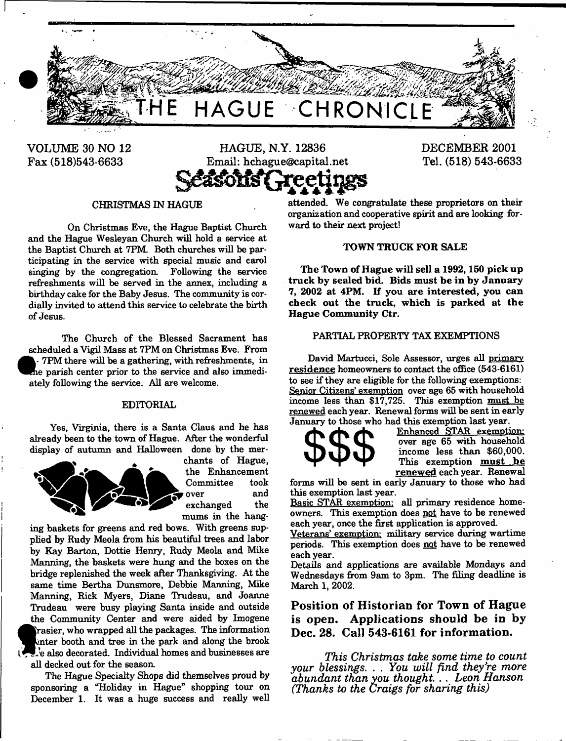# THE HAGUE CHRONICLE

VOLUME 30 NO 12 | HAGUE, N.Y. 12836 | DECEMBER 2001

Fax (518)543-6633 | Email: hchague@capital.net | Tel. (518) 543-6633

**Seasons Greetings**

## CHRISTMAS IN HAGUE

On Christmas Eve, the Hague Baptist Church and the Hague Wesleyan Church will hold a service at the Baptist Church at 7PM. Both churches will be participating in the service with special music and carol singing by the congregation. Following the service refreshments will be served in the annex, including a birthday cake for the Baby Jesus. The community is cordially invited to attend this service to celebrate the birth of Jesus.

The Church of the Blessed Sacrament has scheduled a Vigil Mass at 7PM on Christmas Eve. From - 7PM there will be a gathering, with refreshments, in the parish center prior to the service and also immediately following the service. All are welcome.

## EDITORIAL

Yes, Virginia, there is a Santa Claus and he has already been to the town of Hague. After the wonderful display of autumn and Halloween done by the merchants of Hague, the Enhancement Committee took over and exchanged the mums in the hanging baskets for greens and red bows. With greens supplied by Rudy Meola from his beautiful trees and labor by Kay Barton, Dottie Henry, Rudy Meola and Mike Manning, the baskets were hung and the boxes on the bridge replenished the week after Thanksgiving. At the same time Bertha Dunsmore, Debbie Manning, Mike Manning, Rick Myers, Diane Trudeau, and Joanne Trudeau were busy playing Santa inside and outside the Community Center and were aided by Imogene Frasier, who wrapped all the packages. The information center booth and tree in the park and along the brook are also decorated. Individual homes and businesses are all decked out for the season.

The Hague Specialty Shops did themselves proud by sponsoring a "Holiday in Hague" shopping tour on December 1. It was a huge success and really well attended. We congratulate these proprietors on their organization and cooperative spirit and are looking forward to their next project!

## TOWN TRUCK FOR SALE

**The Town of Hague will sell a 1992, 150 pick up truck by sealed bid. Bids must be in by January 7, 2002 at 4PM. If you are interested, you can check out the truck, which is parked at the Hague Community Ctr.**

## PARTIAL PROPERTY TAX EXEMPTIONS

David Martucci, Sole Assessor, urges all primary residence homeowners to contact the office (543-6161) to see if they are eligible for the following exemptions:

Senior Citizens' exemption over age 65 with household income less than $17,725. This exemption must be renewed each year. Renewal forms will be sent in early January to those who had this exemption last year.

$$$

Enhanced STAR exemption: over age 65 with household income less than $60,000. This exemption **must be renewed** each year. Renewal forms will be sent in early January to those who had this exemption last year.

Basic STAR exemption: all primary residence homeowners. This exemption does not have to be renewed each year, once the first application is approved.

Veterans' exemption: military service during wartime periods. This exemption does not have to be renewed each year.

Details and applications are available Mondays and Wednesdays from 9am to 3pm. The filing deadline is March 1, 2002.

## Position of Historian for Town of Hague is open. Applications should be in by Dec. 28. Call 543-6161 for information.

*This Christmas take some time to count your blessings. . . You will find they're more abundant than you thought. . . Leon Hanson (Thanks to the Craigs for sharing this)*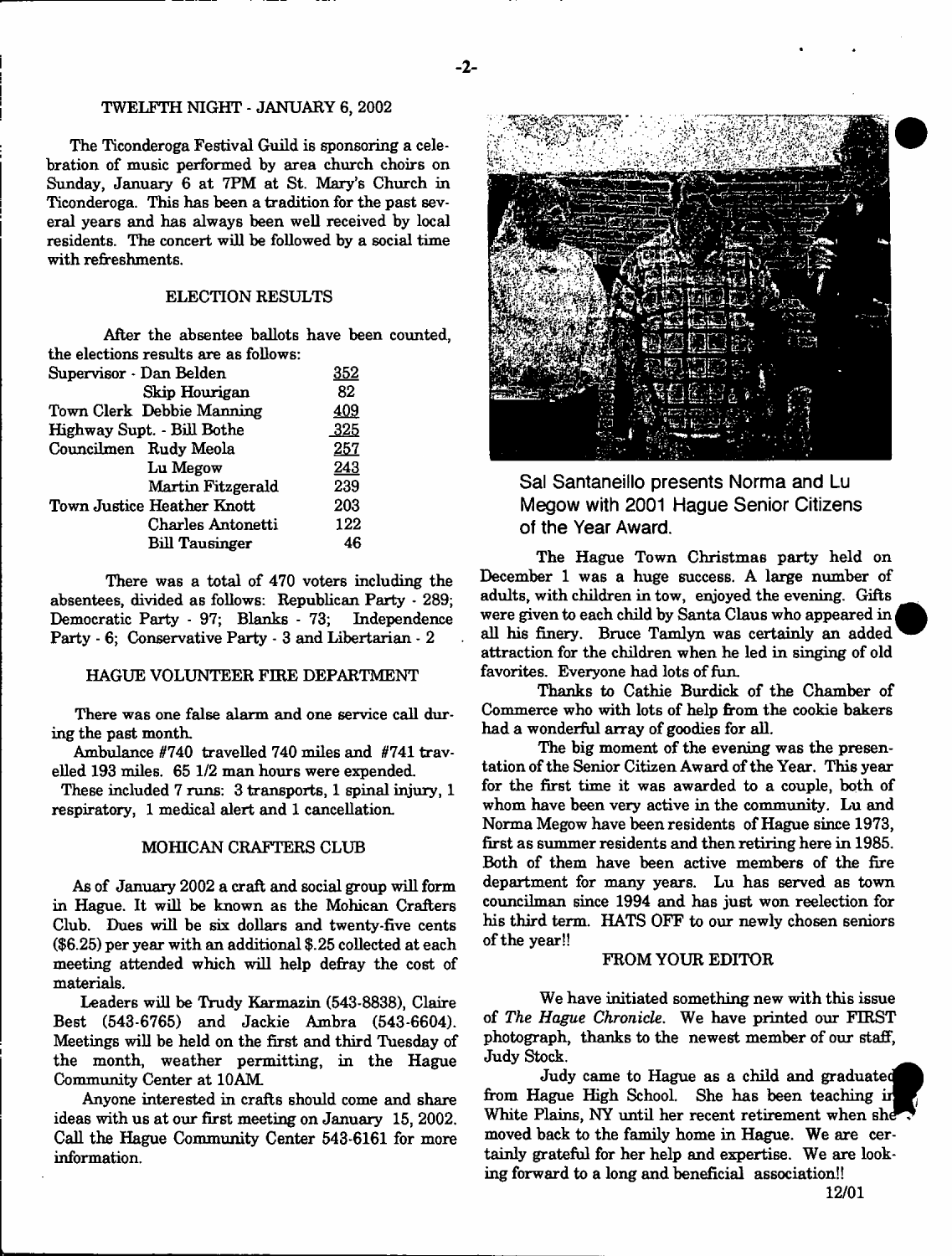## TWELFTH NIGHT - JANUARY 6, 2002

The Ticonderoga Festival Guild is sponsoring a celebration of music performed by area church choirs on Sunday, January 6 at 7PM at St. Mary's Church in Ticonderoga. This has been a tradition for the past several years and has always been well received by local residents. The concert will be followed by a social time with refreshments.

## ELECTION RESULTS

After the absentee ballots have been counted, the elections results are as follows:

| Office | Candidate | Votes |
|---|---|---|
| Supervisor | Dan Belden | 352 |
| | Skip Hourigan | 82 |
| Town Clerk | Debbie Manning | 409 |
| Highway Supt. | Bill Bothe | 325 |
| Councilmen | Rudy Meola | 257 |
| | Lu Megow | 243 |
| | Martin Fitzgerald | 239 |
| Town Justice | Heather Knott | 203 |
| | Charles Antonetti | 122 |
| | Bill Tausinger | 46 |

There was a total of 470 voters including the absentees, divided as follows: Republican Party - 289; Democratic Party - 97; Blanks - 73; Independence Party - 6; Conservative Party - 3 and Libertarian - 2

## HAGUE VOLUNTEER FIRE DEPARTMENT

There was one false alarm and one service call during the past month.

Ambulance #740 travelled 740 miles and #741 travelled 193 miles. 65 1/2 man hours were expended.

These included 7 runs: 3 transports, 1 spinal injury, 1 respiratory, 1 medical alert and 1 cancellation.

## MOHICAN CRAFTERS CLUB

As of January 2002 a craft and social group will form in Hague. It will be known as the Mohican Crafters Club. Dues will be six dollars and twenty-five cents ($6.25) per year with an additional $.25 collected at each meeting attended which will help defray the cost of materials.

Leaders will be Trudy Karmazin (543-8838), Claire Best (543-6765) and Jackie Ambra (543-6604). Meetings will be held on the first and third Tuesday of the month, weather permitting, in the Hague Community Center at 10AM.

Anyone interested in crafts should come and share ideas with us at our first meeting on January 15, 2002. Call the Hague Community Center 543-6161 for more information.

Sal Santaneillo presents Norma and Lu Megow with 2001 Hague Senior Citizens of the Year Award.

The Hague Town Christmas party held on December 1 was a huge success. A large number of adults, with children in tow, enjoyed the evening. Gifts were given to each child by Santa Claus who appeared in all his finery. Bruce Tamlyn was certainly an added attraction for the children when he led in singing of old favorites. Everyone had lots of fun.

Thanks to Cathie Burdick of the Chamber of Commerce who with lots of help from the cookie bakers had a wonderful array of goodies for all.

The big moment of the evening was the presentation of the Senior Citizen Award of the Year. This year for the first time it was awarded to a couple, both of whom have been very active in the community. Lu and Norma Megow have been residents of Hague since 1973, first as summer residents and then retiring here in 1985. Both of them have been active members of the fire department for many years. Lu has served as town councilman since 1994 and has just won reelection for his third term. HATS OFF to our newly chosen seniors of the year!!

## FROM YOUR EDITOR

We have initiated something new with this issue of *The Hague Chronicle*. We have printed our FIRST photograph, thanks to the newest member of our staff, Judy Stock.

Judy came to Hague as a child and graduated from Hague High School. She has been teaching in White Plains, NY until her recent retirement when she moved back to the family home in Hague. We are certainly grateful for her help and expertise. We are looking forward to a long and beneficial association!!

12/01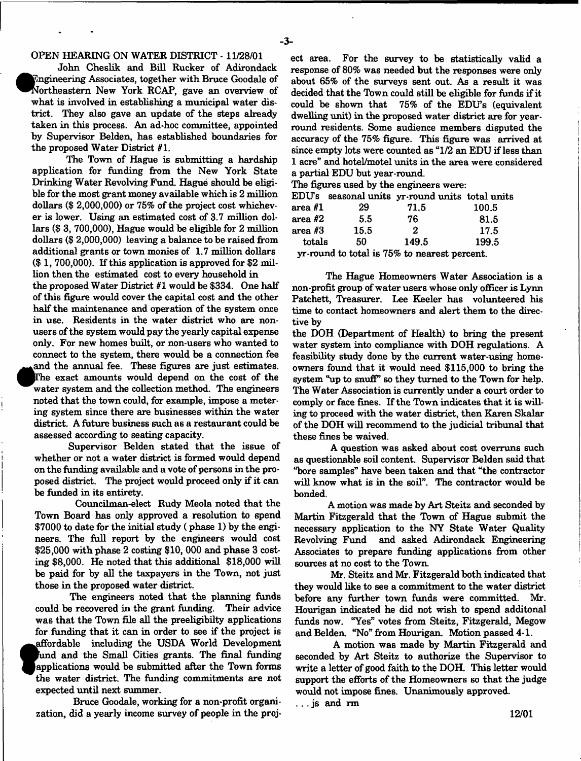## OPEN HEARING ON WATER DISTRICT - 11/28/01

John Cheslik and Bill Rucker of Adirondack Engineering Associates, together with Bruce Goodale of Northeastern New York RCAP, gave an overview of what is involved in establishing a municipal water district. They also gave an update of the steps already taken in this process. An ad-hoc committee, appointed by Supervisor Belden, has established boundaries for the proposed Water District #1.

The Town of Hague is submitting a hardship application for funding from the New York State Drinking Water Revolving Fund. Hague should be eligible for the most grant money available which is 2 million dollars ($ 2,000,000) or 75% of the project cost whichever is lower. Using an estimated cost of 3.7 million dollars ($ 3, 700,000), Hague would be eligible for 2 million dollars ($ 2,000,000) leaving a balance to be raised from additional grants or town monies of 1.7 million dollars ($ 1, 700,000). If this application is approved for $2 million then the estimated cost to every household in the proposed Water District #1 would be $334. One half of this figure would cover the capital cost and the other half the maintenance and operation of the system once in use. Residents in the water district who are nonusers of the system would pay the yearly capital expense only. For new homes built, or non-users who wanted to connect to the system, there would be a connection fee and the annual fee. These figures are just estimates. The exact amounts would depend on the cost of the water system and the collection method. The engineers noted that the town could, for example, impose a metering system since there are businesses within the water district. A future business such as a restaurant could be assessed according to seating capacity.

Supervisor Belden stated that the issue of whether or not a water district is formed would depend on the funding available and a vote of persons in the proposed district. The project would proceed only if it can be funded in its entirety.

Councilman-elect Rudy Meola noted that the Town Board has only approved a resolution to spend $7000 to date for the initial study ( phase 1) by the engineers. The full report by the engineers would cost $25,000 with phase 2 costing $10, 000 and phase 3 costing $8,000. He noted that this additional $18,000 will be paid for by all the taxpayers in the Town, not just those in the proposed water district.

The engineers noted that the planning funds could be recovered in the grant funding. Their advice was that the Town file all the preeligibilty applications for funding that it can in order to see if the project is affordable including the USDA World Development Fund and the Small Cities grants. The final funding applications would be submitted after the Town forms the water district. The funding commitments are not expected until next summer.

Bruce Goodale, working for a non-profit organization, did a yearly income survey of people in the project area. For the survey to be statistically valid a response of 80% was needed but the responses were only about 65% of the surveys sent out. As a result it was decided that the Town could still be eligible for funds if it could be shown that 75% of the EDU's (equivalent dwelling unit) in the proposed water district are for year-round residents. Some audience members disputed the accuracy of the 75% figure. This figure was arrived at since empty lots were counted as "1/2 an EDU if less than 1 acre" and hotel/motel units in the area were considered a partial EDU but year-round.

The figures used by the engineers were:

| EDU's | seasonal units | yr-round units | total units |
|---|---|---|---|
| area #1 | 29 | 71.5 | 100.5 |
| area #2 | 5.5 | 76 | 81.5 |
| area #3 | 15.5 | 2 | 17.5 |
| totals | 50 | 149.5 | 199.5 |

yr-round to total is 75% to nearest percent.

The Hague Homeowners Water Association is a non-profit group of water users whose only officer is Lynn Patchett, Treasurer. Lee Keeler has volunteered his time to contact homeowners and alert them to the directive by the DOH (Department of Health) to bring the present water system into compliance with DOH regulations. A feasibility study done by the current water-using homeowners found that it would need $115,000 to bring the system "up to snuff" so they turned to the Town for help. The Water Association is currently under a court order to comply or face fines. If the Town indicates that it is willing to proceed with the water district, then Karen Skalar of the DOH will recommend to the judicial tribunal that these fines be waived.

A question was asked about cost overruns such as questionable soil content. Supervisor Belden said that "bore samples" have been taken and that "the contractor will know what is in the soil". The contractor would be bonded.

A motion was made by Art Steitz and seconded by Martin Fitzgerald that the Town of Hague submit the necessary application to the NY State Water Quality Revolving Fund and asked Adirondack Engineering Associates to prepare funding applications from other sources at no cost to the Town.

Mr. Steitz and Mr. Fitzgerald both indicated that they would like to see a commitment to the water district before any further town funds were committed. Mr. Hourigan indicated he did not wish to spend additonal funds now. "Yes" votes from Steitz, Fitzgerald, Megow and Belden. "No" from Hourigan. Motion passed 4-1.

A motion was made by Martin Fitzgerald and seconded by Art Steitz to authorize the Supervisor to write a letter of good faith to the DOH. This letter would support the efforts of the Homeowners so that the judge would not impose fines. Unanimously approved.

. . . js and rm

12/01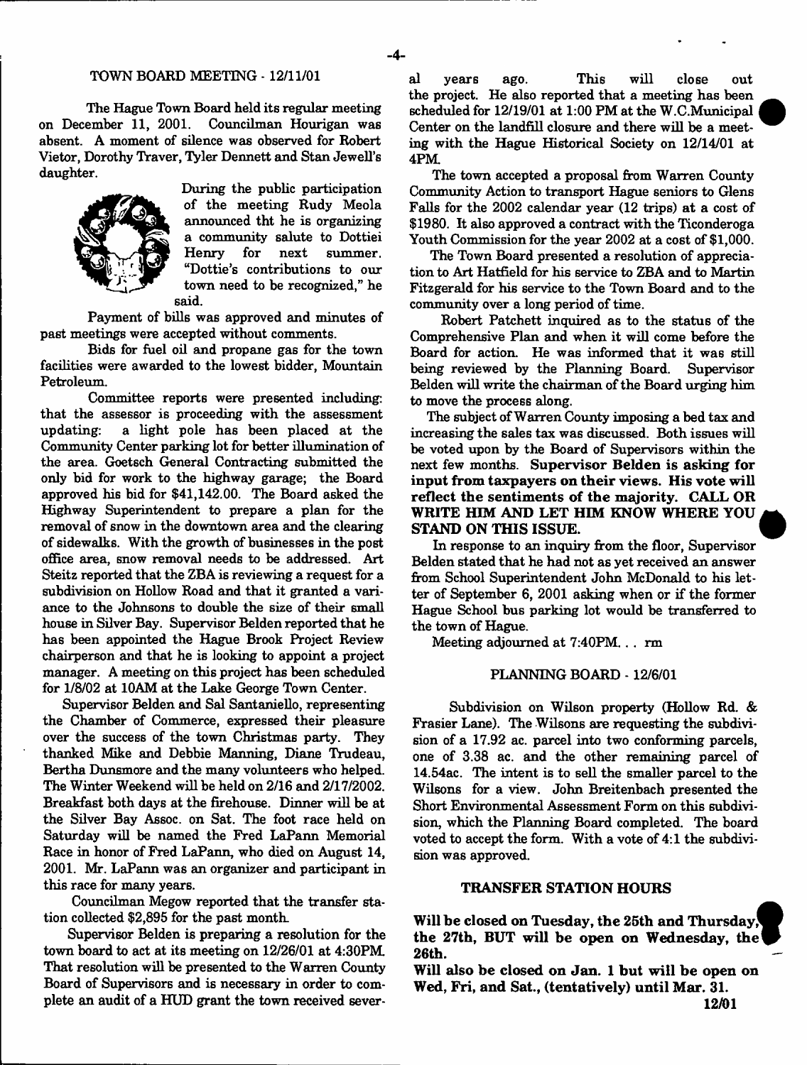## TOWN BOARD MEETING - 12/11/01

The Hague Town Board held its regular meeting on December 11, 2001. Councilman Hourigan was absent. A moment of silence was observed for Robert Vietor, Dorothy Traver, Tyler Dennett and Stan Jewell's daughter.

During the public participation of the meeting Rudy Meola announced tht he is organizing a community salute to Dottiei Henry for next summer. "Dottie's contributions to our town need to be recognized," he said.

Payment of bills was approved and minutes of past meetings were accepted without comments.

Bids for fuel oil and propane gas for the town facilities were awarded to the lowest bidder, Mountain Petroleum.

Committee reports were presented including: that the assessor is proceeding with the assessment updating: a light pole has been placed at the Community Center parking lot for better illumination of the area. Goetsch General Contracting submitted the only bid for work to the highway garage; the Board approved his bid for $41,142.00. The Board asked the Highway Superintendent to prepare a plan for the removal of snow in the downtown area and the clearing of sidewalks. With the growth of businesses in the post office area, snow removal needs to be addressed. Art Steitz reported that the ZBA is reviewing a request for a subdivision on Hollow Road and that it granted a variance to the Johnsons to double the size of their small house in Silver Bay. Supervisor Belden reported that he has been appointed the Hague Brook Project Review chairperson and that he is looking to appoint a project manager. A meeting on this project has been scheduled for 1/8/02 at 10AM at the Lake George Town Center.

Supervisor Belden and Sal Santaniello, representing the Chamber of Commerce, expressed their pleasure over the success of the town Christmas party. They thanked Mike and Debbie Manning, Diane Trudeau, Bertha Dunsmore and the many volunteers who helped. The Winter Weekend will be held on 2/16 and 2/17/2002. Breakfast both days at the firehouse. Dinner will be at the Silver Bay Assoc. on Sat. The foot race held on Saturday will be named the Fred LaPann Memorial Race in honor of Fred LaPann, who died on August 14, 2001. Mr. LaPann was an organizer and participant in this race for many years.

Councilman Megow reported that the transfer station collected $2,895 for the past month.

Supervisor Belden is preparing a resolution for the town board to act at its meeting on 12/26/01 at 4:30PM. That resolution will be presented to the Warren County Board of Supervisors and is necessary in order to complete an audit of a HUD grant the town received several years ago. This will close out the project. He also reported that a meeting has been scheduled for 12/19/01 at 1:00 PM at the W.C.Municipal Center on the landfill closure and there will be a meeting with the Hague Historical Society on 12/14/01 at 4PM.

The town accepted a proposal from Warren County Community Action to transport Hague seniors to Glens Falls for the 2002 calendar year (12 trips) at a cost of $1980. It also approved a contract with the Ticonderoga Youth Commission for the year 2002 at a cost of $1,000.

The Town Board presented a resolution of appreciation to Art Hatfield for his service to ZBA and to Martin Fitzgerald for his service to the Town Board and to the community over a long period of time.

Robert Patchett inquired as to the status of the Comprehensive Plan and when it will come before the Board for action. He was informed that it was still being reviewed by the Planning Board. Supervisor Belden will write the chairman of the Board urging him to move the process along.

The subject of Warren County imposing a bed tax and increasing the sales tax was discussed. Both issues will be voted upon by the Board of Supervisors within the next few months. **Supervisor Belden is asking for input from taxpayers on their views. His vote will reflect the sentiments of the majority. CALL OR WRITE HIM AND LET HIM KNOW WHERE YOU STAND ON THIS ISSUE.**

In response to an inquiry from the floor, Supervisor Belden stated that he had not as yet received an answer from School Superintendent John McDonald to his letter of September 6, 2001 asking when or if the former Hague School bus parking lot would be transferred to the town of Hague.

Meeting adjourned at 7:40PM. . . rm

## PLANNING BOARD - 12/6/01

Subdivision on Wilson property (Hollow Rd. & Frasier Lane). The Wilsons are requesting the subdivision of a 17.92 ac. parcel into two conforming parcels, one of 3.38 ac. and the other remaining parcel of 14.54ac. The intent is to sell the smaller parcel to the Wilsons for a view. John Breitenbach presented the Short Environmental Assessment Form on this subdivision, which the Planning Board completed. The board voted to accept the form. With a vote of 4:1 the subdivision was approved.

## TRANSFER STATION HOURS

**Will be closed on Tuesday, the 25th and Thursday, the 27th, BUT will be open on Wednesday, the 26th.**

**Will also be closed on Jan. 1 but will be open on Wed, Fri, and Sat., (tentatively) until Mar. 31.**

**12/01**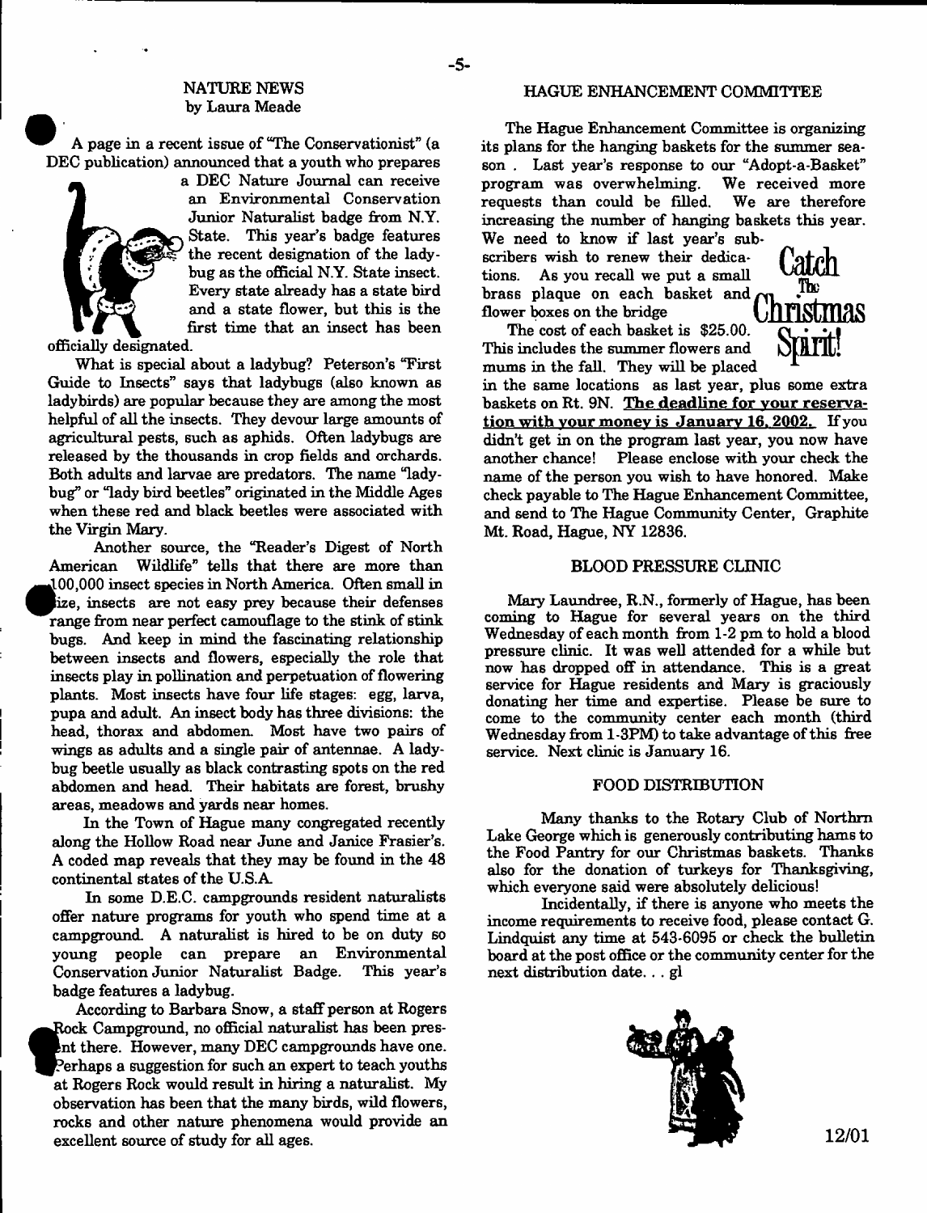## NATURE NEWS
by Laura Meade

A page in a recent issue of "The Conservationist" (a DEC publication) announced that a youth who prepares a DEC Nature Journal can receive an Environmental Conservation Junior Naturalist badge from N.Y. State. This year's badge features the recent designation of the ladybug as the official N.Y. State insect. Every state already has a state bird and a state flower, but this is the first time that an insect has been officially designated.

What is special about a ladybug? Peterson's "First Guide to Insects" says that ladybugs (also known as ladybirds) are popular because they are among the most helpful of all the insects. They devour large amounts of agricultural pests, such as aphids. Often ladybugs are released by the thousands in crop fields and orchards. Both adults and larvae are predators. The name "ladybug" or "lady bird beetles" originated in the Middle Ages when these red and black beetles were associated with the Virgin Mary.

Another source, the "Reader's Digest of North American Wildlife" tells that there are more than 100,000 insect species in North America. Often small in size, insects are not easy prey because their defenses range from near perfect camouflage to the stink of stink bugs. And keep in mind the fascinating relationship between insects and flowers, especially the role that insects play in pollination and perpetuation of flowering plants. Most insects have four life stages: egg, larva, pupa and adult. An insect body has three divisions: the head, thorax and abdomen. Most have two pairs of wings as adults and a single pair of antennae. A ladybug beetle usually as black contrasting spots on the red abdomen and head. Their habitats are forest, brushy areas, meadows and yards near homes.

In the Town of Hague many congregated recently along the Hollow Road near June and Janice Frasier's. A coded map reveals that they may be found in the 48 continental states of the U.S.A.

In some D.E.C. campgrounds resident naturalists offer nature programs for youth who spend time at a campground. A naturalist is hired to be on duty so young people can prepare an Environmental Conservation Junior Naturalist Badge. This year's badge features a ladybug.

According to Barbara Snow, a staff person at Rogers Rock Campground, no official naturalist has been present there. However, many DEC campgrounds have one. Perhaps a suggestion for such an expert to teach youths at Rogers Rock would result in hiring a naturalist. My observation has been that the many birds, wild flowers, rocks and other nature phenomena would provide an excellent source of study for all ages.

## HAGUE ENHANCEMENT COMMITTEE

The Hague Enhancement Committee is organizing its plans for the hanging baskets for the summer season . Last year's response to our "Adopt-a-Basket" program was overwhelming. We received more requests than could be filled. We are therefore increasing the number of hanging baskets this year. We need to know if last year's subscribers wish to renew their dedications. As you recall we put a small brass plaque on each basket and flower boxes on the bridge

**Catch The Christmas Spirit!**

The cost of each basket is $25.00. This includes the summer flowers and mums in the fall. They will be placed in the same locations as last year, plus some extra baskets on Rt. 9N. **The deadline for your reservation with your money is January 16, 2002.** If you didn't get in on the program last year, you now have another chance! Please enclose with your check the name of the person you wish to have honored. Make check payable to The Hague Enhancement Committee, and send to The Hague Community Center, Graphite Mt. Road, Hague, NY 12836.

## BLOOD PRESSURE CLINIC

Mary Laundree, R.N., formerly of Hague, has been coming to Hague for several years on the third Wednesday of each month from 1-2 pm to hold a blood pressure clinic. It was well attended for a while but now has dropped off in attendance. This is a great service for Hague residents and Mary is graciously donating her time and expertise. Please be sure to come to the community center each month (third Wednesday from 1-3PM) to take advantage of this free service. Next clinic is January 16.

## FOOD DISTRIBUTION

Many thanks to the Rotary Club of Northrn Lake George which is generously contributing hams to the Food Pantry for our Christmas baskets. Thanks also for the donation of turkeys for Thanksgiving, which everyone said were absolutely delicious!

Incidentally, if there is anyone who meets the income requirements to receive food, please contact G. Lindquist any time at 543-6095 or check the bulletin board at the post office or the community center for the next distribution date. . . gl

12/01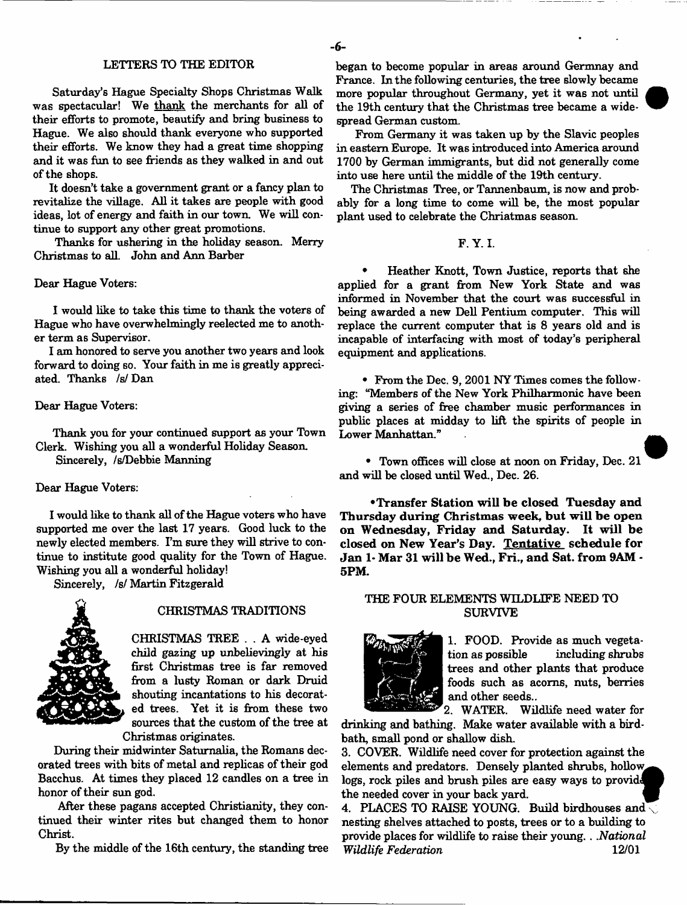## LETTERS TO THE EDITOR

Saturday's Hague Specialty Shops Christmas Walk was spectacular! We thank the merchants for all of their efforts to promote, beautify and bring business to Hague. We also should thank everyone who supported their efforts. We know they had a great time shopping and it was fun to see friends as they walked in and out of the shops.

It doesn't take a government grant or a fancy plan to revitalize the village. All it takes are people with good ideas, lot of energy and faith in our town. We will continue to support any other great promotions.

Thanks for ushering in the holiday season. Merry Christmas to all. John and Ann Barber

Dear Hague Voters:

I would like to take this time to thank the voters of Hague who have overwhelmingly reelected me to another term as Supervisor.

I am honored to serve you another two years and look forward to doing so. Your faith in me is greatly appreciated. Thanks /s/ Dan

Dear Hague Voters:

Thank you for your continued support as your Town Clerk. Wishing you all a wonderful Holiday Season.
Sincerely, /s/Debbie Manning

Dear Hague Voters:

I would like to thank all of the Hague voters who have supported me over the last 17 years. Good luck to the newly elected members. I'm sure they will strive to continue to institute good quality for the Town of Hague. Wishing you all a wonderful holiday!

Sincerely, /s/ Martin Fitzgerald

## CHRISTMAS TRADITIONS

CHRISTMAS TREE . . A wide-eyed child gazing up unbelievingly at his first Christmas tree is far removed from a lusty Roman or dark Druid shouting incantations to his decorated trees. Yet it is from these two sources that the custom of the tree at Christmas originates.

During their midwinter Saturnalia, the Romans decorated trees with bits of metal and replicas of their god Bacchus. At times they placed 12 candles on a tree in honor of their sun god.

After these pagans accepted Christianity, they continued their winter rites but changed them to honor Christ.

By the middle of the 16th century, the standing tree began to become popular in areas around Germnay and France. In the following centuries, the tree slowly became more popular throughout Germany, yet it was not until the 19th century that the Christmas tree became a widespread German custom.

From Germany it was taken up by the Slavic peoples in eastern Europe. It was introduced into America around 1700 by German immigrants, but did not generally come into use here until the middle of the 19th century.

The Christmas Tree, or Tannenbaum, is now and probably for a long time to come will be, the most popular plant used to celebrate the Chriatmas season.

## F. Y. I.

- Heather Knott, Town Justice, reports that she applied for a grant from New York State and was informed in November that the court was successful in being awarded a new Dell Pentium computer. This will replace the current computer that is 8 years old and is incapable of interfacing with most of today's peripheral equipment and applications.

- From the Dec. 9, 2001 NY Times comes the following: "Members of the New York Philharmonic have been giving a series of free chamber music performances in public places at midday to lift the spirits of people in Lower Manhattan."

- Town offices will close at noon on Friday, Dec. 21 and will be closed until Wed., Dec. 26.

- **Transfer Station will be closed Tuesday and Thursday during Christmas week, but will be open on Wednesday, Friday and Saturday. It will be closed on New Year's Day. Tentative schedule for Jan 1- Mar 31 will be Wed., Fri., and Sat. from 9AM - 5PM.**

## THE FOUR ELEMENTS WILDLIFE NEED TO SURVIVE

1. FOOD. Provide as much vegetation as possible including shrubs trees and other plants that produce foods such as acorns, nuts, berries and other seeds..
2. WATER. Wildlife need water for drinking and bathing. Make water available with a birdbath, small pond or shallow dish.
3. COVER. Wildlife need cover for protection against the elements and predators. Densely planted shrubs, hollow logs, rock piles and brush piles are easy ways to provide the needed cover in your back yard.
4. PLACES TO RAISE YOUNG. Build birdhouses and nesting shelves attached to posts, trees or to a building to provide places for wildlife to raise their young. . *National Wildlife Federation* 12/01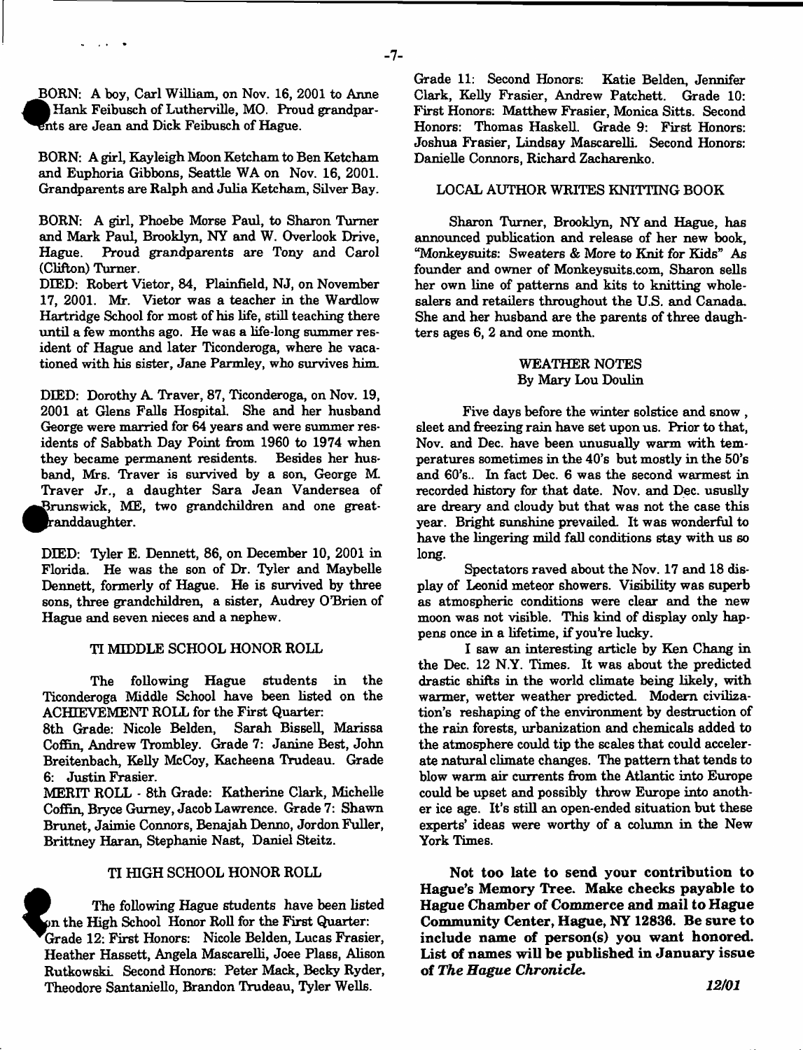BORN: A boy, Carl William, on Nov. 16, 2001 to Anne Hank Feibusch of Lutherville, MO. Proud grandparents are Jean and Dick Feibusch of Hague.

BORN: A girl, Kayleigh Moon Ketcham to Ben Ketcham and Euphoria Gibbons, Seattle WA on Nov. 16, 2001. Grandparents are Ralph and Julia Ketcham, Silver Bay.

BORN: A girl, Phoebe Morse Paul, to Sharon Turner and Mark Paul, Brooklyn, NY and W. Overlook Drive, Hague. Proud grandparents are Tony and Carol (Clifton) Turner.

DIED: Robert Vietor, 84, Plainfield, NJ, on November 17, 2001. Mr. Vietor was a teacher in the Wardlow Hartridge School for most of his life, still teaching there until a few months ago. He was a life-long summer resident of Hague and later Ticonderoga, where he vacationed with his sister, Jane Parmley, who survives him.

DIED: Dorothy A. Traver, 87, Ticonderoga, on Nov. 19, 2001 at Glens Falls Hospital. She and her husband George were married for 64 years and were summer residents of Sabbath Day Point from 1960 to 1974 when they became permanent residents. Besides her husband, Mrs. Traver is survived by a son, George M. Traver Jr., a daughter Sara Jean Vandersea of Brunswick, ME, two grandchildren and one great-granddaughter.

DIED: Tyler E. Dennett, 86, on December 10, 2001 in Florida. He was the son of Dr. Tyler and Maybelle Dennett, formerly of Hague. He is survived by three sons, three grandchildren, a sister, Audrey O'Brien of Hague and seven nieces and a nephew.

## TI MIDDLE SCHOOL HONOR ROLL

The following Hague students in the Ticonderoga Middle School have been listed on the ACHIEVEMENT ROLL for the First Quarter:

8th Grade: Nicole Belden, Sarah Bissell, Marissa Coffin, Andrew Trombley. Grade 7: Janine Best, John Breitenbach, Kelly McCoy, Kacheena Trudeau. Grade 6: Justin Frasier.

MERIT ROLL - 8th Grade: Katherine Clark, Michelle Coffin, Bryce Gurney, Jacob Lawrence. Grade 7: Shawn Brunet, Jaimie Connors, Benajah Denno, Jordon Fuller, Brittney Haran, Stephanie Nast, Daniel Steitz.

## TI HIGH SCHOOL HONOR ROLL

The following Hague students have been listed on the High School Honor Roll for the First Quarter:

Grade 12: First Honors: Nicole Belden, Lucas Frasier, Heather Hassett, Angela Mascarelli, Joee Plass, Alison Rutkowski. Second Honors: Peter Mack, Becky Ryder, Theodore Santaniello, Brandon Trudeau, Tyler Wells.

Grade 11: Second Honors: Katie Belden, Jennifer Clark, Kelly Frasier, Andrew Patchett. Grade 10: First Honors: Matthew Frasier, Monica Sitts. Second Honors: Thomas Haskell. Grade 9: First Honors: Joshua Frasier, Lindsay Mascarelli. Second Honors: Danielle Connors, Richard Zacharenko.

## LOCAL AUTHOR WRITES KNITTING BOOK

Sharon Turner, Brooklyn, NY and Hague, has announced publication and release of her new book, "Monkeysuits: Sweaters & More to Knit for Kids" As founder and owner of Monkeysuits.com, Sharon sells her own line of patterns and kits to knitting wholesalers and retailers throughout the U.S. and Canada. She and her husband are the parents of three daughters ages 6, 2 and one month.

## WEATHER NOTES
By Mary Lou Doulin

Five days before the winter solstice and snow , sleet and freezing rain have set upon us. Prior to that, Nov. and Dec. have been unusually warm with temperatures sometimes in the 40's but mostly in the 50's and 60's.. In fact Dec. 6 was the second warmest in recorded history for that date. Nov. and Dec. ususlly are dreary and cloudy but that was not the case this year. Bright sunshine prevailed. It was wonderful to have the lingering mild fall conditions stay with us so long.

Spectators raved about the Nov. 17 and 18 display of Leonid meteor showers. Visibility was superb as atmospheric conditions were clear and the new moon was not visible. This kind of display only happens once in a lifetime, if you're lucky.

I saw an interesting article by Ken Chang in the Dec. 12 N.Y. Times. It was about the predicted drastic shifts in the world climate being likely, with warmer, wetter weather predicted. Modern civilization's reshaping of the environment by destruction of the rain forests, urbanization and chemicals added to the atmosphere could tip the scales that could accelerate natural climate changes. The pattern that tends to blow warm air currents from the Atlantic into Europe could be upset and possibly throw Europe into another ice age. It's still an open-ended situation but these experts' ideas were worthy of a column in the New York Times.

**Not too late to send your contribution to Hague's Memory Tree. Make checks payable to Hague Chamber of Commerce and mail to Hague Community Center, Hague, NY 12836. Be sure to include name of person(s) you want honored. List of names will be published in January issue of *The Hague Chronicle.***

*12/01*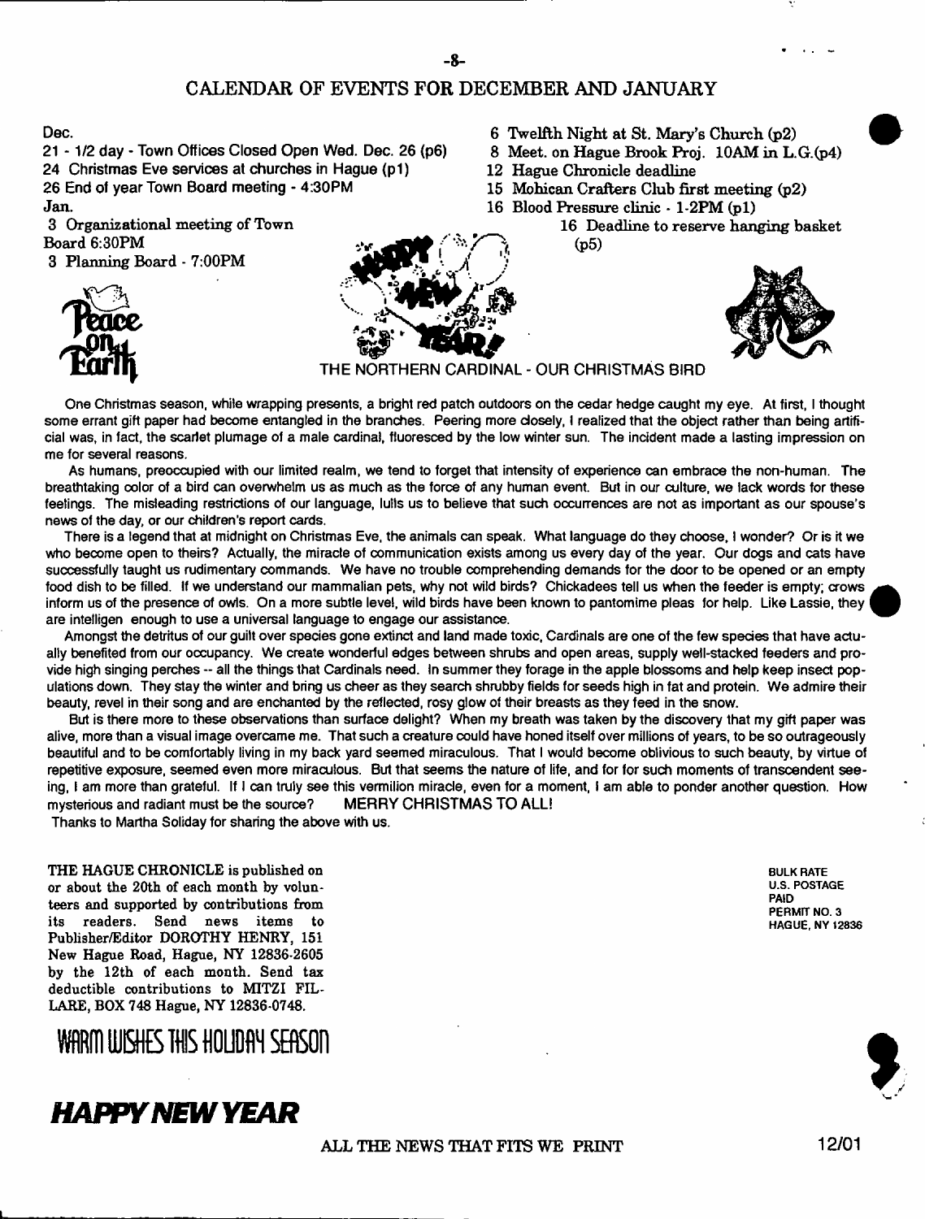# CALENDAR OF EVENTS FOR DECEMBER AND JANUARY

Dec.

21 - 1/2 day - Town Offices Closed Open Wed. Dec. 26 (p6)

24 Christmas Eve services at churches in Hague (p1)

26 End of year Town Board meeting - 4:30PM

Jan.

3 Organizational meeting of Town Board 6:30PM

3 Planning Board - 7:00PM

6 Twelfth Night at St. Mary's Church (p2)

8 Meet. on Hague Brook Proj. 10AM in L.G.(p4)

12 Hague Chronicle deadline

15 Mohican Crafters Club first meeting (p2)

16 Blood Pressure clinic - 1-2PM (p1)

16 Deadline to reserve hanging basket (p5)

Peace on Earth

HAPPY NEW YEAR!

## THE NORTHERN CARDINAL - OUR CHRISTMAS BIRD

One Christmas season, while wrapping presents, a bright red patch outdoors on the cedar hedge caught my eye. At first, I thought some errant gift paper had become entangled in the branches. Peering more closely, I realized that the object rather than being artificial was, in fact, the scarlet plumage of a male cardinal, fluoresced by the low winter sun. The incident made a lasting impression on me for several reasons.

As humans, preoccupied with our limited realm, we tend to forget that intensity of experience can embrace the non-human. The breathtaking color of a bird can overwhelm us as much as the force of any human event. But in our culture, we lack words for these feelings. The misleading restrictions of our language, lulls us to believe that such occurrences are not as important as our spouse's news of the day, or our children's report cards.

There is a legend that at midnight on Christmas Eve, the animals can speak. What language do they choose, I wonder? Or is it we who become open to theirs? Actually, the miracle of communication exists among us every day of the year. Our dogs and cats have successfully taught us rudimentary commands. We have no trouble comprehending demands for the door to be opened or an empty food dish to be filled. If we understand our mammalian pets, why not wild birds? Chickadees tell us when the feeder is empty; crows inform us of the presence of owls. On a more subtle level, wild birds have been known to pantomime pleas for help. Like Lassie, they are intelligen enough to use a universal language to engage our assistance.

Amongst the detritus of our guilt over species gone extinct and land made toxic, Cardinals are one of the few species that have actually benefited from our occupancy. We create wonderful edges between shrubs and open areas, supply well-stacked feeders and provide high singing perches -- all the things that Cardinals need. In summer they forage in the apple blossoms and help keep insect populations down. They stay the winter and bring us cheer as they search shrubby fields for seeds high in fat and protein. We admire their beauty, revel in their song and are enchanted by the reflected, rosy glow of their breasts as they feed in the snow.

But is there more to these observations than surface delight? When my breath was taken by the discovery that my gift paper was alive, more than a visual image overcame me. That such a creature could have honed itself over millions of years, to be so outrageously beautiful and to be comfortably living in my back yard seemed miraculous. That I would become oblivious to such beauty, by virtue of repetitive exposure, seemed even more miraculous. But that seems the nature of life, and for for such moments of transcendent seeing, I am more than grateful. If I can truly see this vermilion miracle, even for a moment, I am able to ponder another question. How mysterious and radiant must be the source? MERRY CHRISTMAS TO ALL!

Thanks to Martha Soliday for sharing the above with us.

THE HAGUE CHRONICLE is published on or about the 20th of each month by volunteers and supported by contributions from its readers. Send news items to Publisher/Editor DOROTHY HENRY, 151 New Hague Road, Hague, NY 12836-2605 by the 12th of each month. Send tax deductible contributions to MITZI FILLARE, BOX 748 Hague, NY 12836-0748.

BULK RATE
U.S. POSTAGE
PAID
PERMIT NO. 3
HAGUE, NY 12836

WARM WISHES THIS HOLIDAY SEASON

***HAPPY NEW YEAR***

ALL THE NEWS THAT FITS WE PRINT

12/01